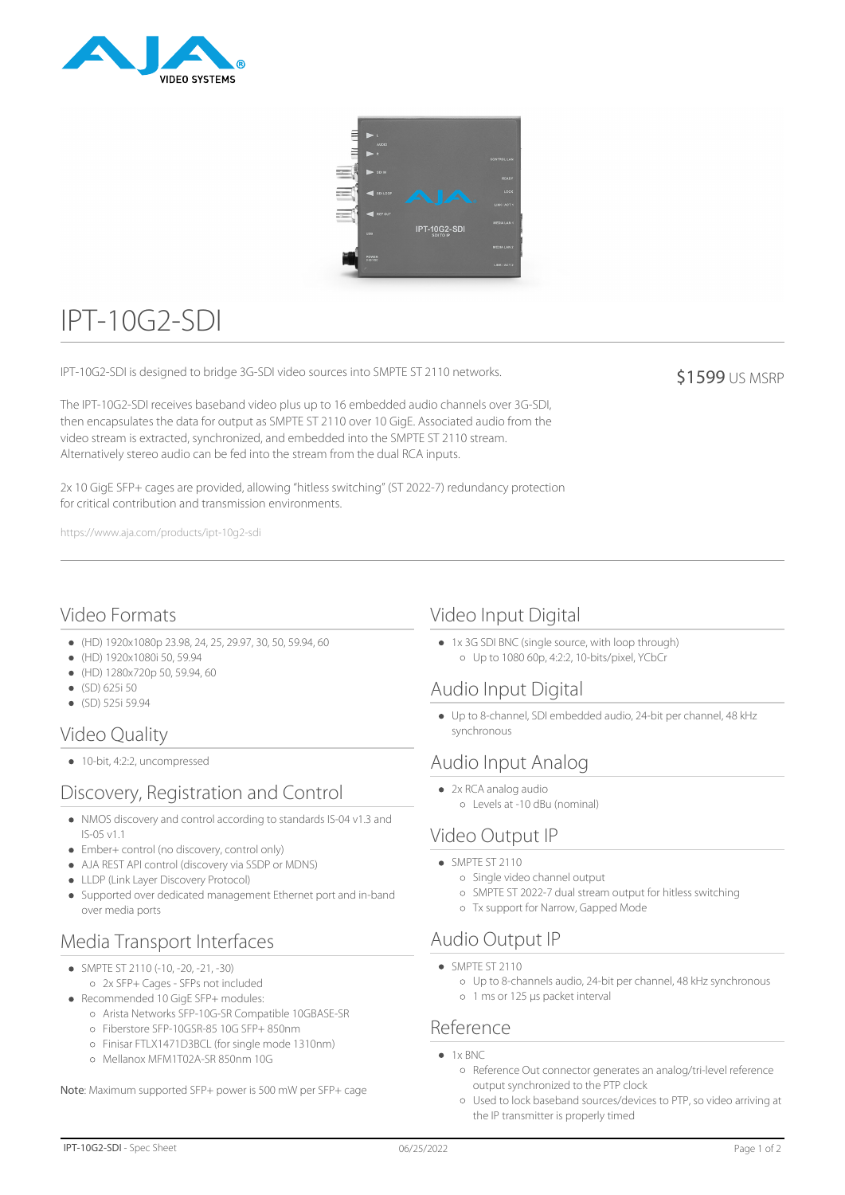# IPT-10G2-SDI

IPT-10G2-SDI is designed to bridge 3G-SDI video sources into SMPTE ST 2110 networks.

$1599 US MSRP

The IPT-10G2-SDI receives baseband video plus up to 16 embedded audio channels over 3G-SDI, then encapsulates the data for output as SMPTE ST 2110 over 10 GigE. Associated audio from the video stream is extracted, synchronized, and embedded into the SMPTE ST 2110 stream. Alternatively stereo audio can be fed into the stream from the dual RCA inputs.

2x 10 GigE SFP+ cages are provided, allowing "hitless switching" (ST 2022-7) redundancy protection for critical contribution and transmission environments.

https://www.aja.com/products/ipt-10g2-sdi

## Video Formats

- (HD) 1920x1080p 23.98, 24, 25, 29.97, 30, 50, 59.94, 60
- (HD) 1920x1080i 50, 59.94
- (HD) 1280x720p 50, 59.94, 60
- (SD) 625i 50
- (SD) 525i 59.94

## Video Quality

- 10-bit, 4:2:2, uncompressed

## Discovery, Registration and Control

- NMOS discovery and control according to standards IS-04 v1.3 and IS-05 v1.1
- Ember+ control (no discovery, control only)
- AJA REST API control (discovery via SSDP or MDNS)
- LLDP (Link Layer Discovery Protocol)
- Supported over dedicated management Ethernet port and in-band over media ports

## Media Transport Interfaces

- SMPTE ST 2110 (-10, -20, -21, -30)
  - 2x SFP+ Cages - SFPs not included
- Recommended 10 GigE SFP+ modules:
  - Arista Networks SFP-10G-SR Compatible 10GBASE-SR
  - Fiberstore SFP-10GSR-85 10G SFP+ 850nm
  - Finisar FTLX1471D3BCL (for single mode 1310nm)
  - Mellanox MFM1T02A-SR 850nm 10G

**Note**: Maximum supported SFP+ power is 500 mW per SFP+ cage

## Video Input Digital

- 1x 3G SDI BNC (single source, with loop through)
  - Up to 1080 60p, 4:2:2, 10-bits/pixel, YCbCr

## Audio Input Digital

- Up to 8-channel, SDI embedded audio, 24-bit per channel, 48 kHz synchronous

## Audio Input Analog

- 2x RCA analog audio
  - Levels at -10 dBu (nominal)

## Video Output IP

- SMPTE ST 2110
  - Single video channel output
  - SMPTE ST 2022-7 dual stream output for hitless switching
  - Tx support for Narrow, Gapped Mode

## Audio Output IP

- SMPTE ST 2110
  - Up to 8-channels audio, 24-bit per channel, 48 kHz synchronous
  - 1 ms or 125 µs packet interval

## Reference

- 1x BNC
  - Reference Out connector generates an analog/tri-level reference output synchronized to the PTP clock
  - Used to lock baseband sources/devices to PTP, so video arriving at the IP transmitter is properly timed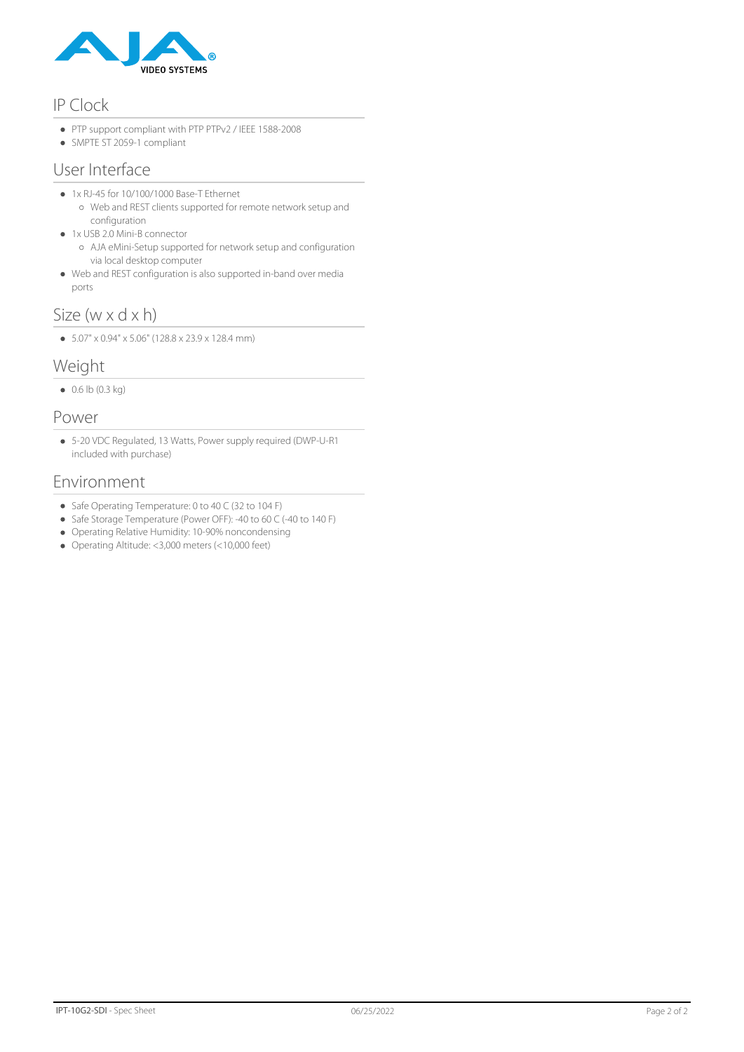## IP Clock

- PTP support compliant with PTP PTPv2 / IEEE 1588-2008
- SMPTE ST 2059-1 compliant

## User Interface

- 1x RJ-45 for 10/100/1000 Base-T Ethernet
  - Web and REST clients supported for remote network setup and configuration
- 1x USB 2.0 Mini-B connector
  - AJA eMini-Setup supported for network setup and configuration via local desktop computer
- Web and REST configuration is also supported in-band over media ports

## Size (w x d x h)

- 5.07" x 0.94" x 5.06" (128.8 x 23.9 x 128.4 mm)

## Weight

- 0.6 lb (0.3 kg)

## Power

- 5-20 VDC Regulated, 13 Watts, Power supply required (DWP-U-R1 included with purchase)

## Environment

- Safe Operating Temperature: 0 to 40 C (32 to 104 F)
- Safe Storage Temperature (Power OFF): -40 to 60 C (-40 to 140 F)
- Operating Relative Humidity: 10-90% noncondensing
- Operating Altitude: <3,000 meters (<10,000 feet)